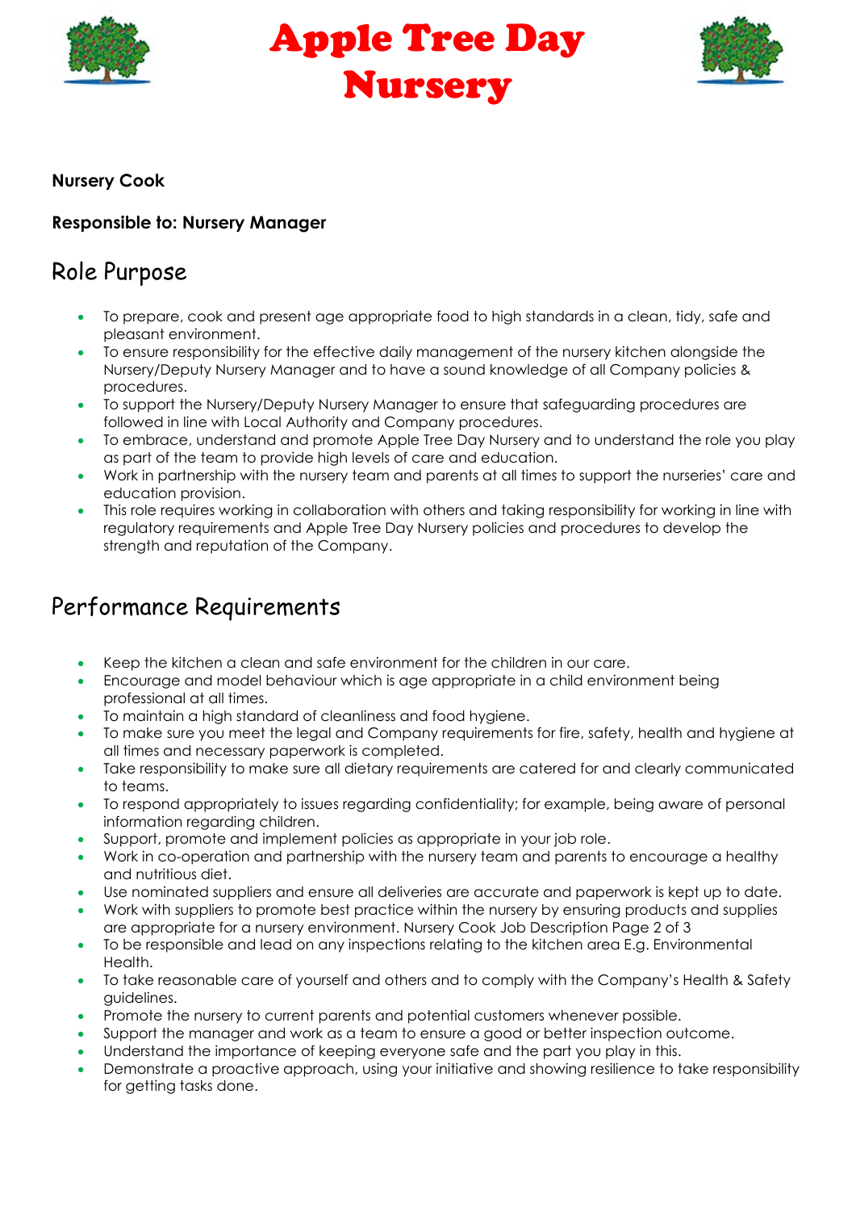# Apple Tree Day Nursery

**Nursery Cook**

**Responsible to: Nursery Manager**

## Role Purpose

- To prepare, cook and present age appropriate food to high standards in a clean, tidy, safe and pleasant environment.
- To ensure responsibility for the effective daily management of the nursery kitchen alongside the Nursery/Deputy Nursery Manager and to have a sound knowledge of all Company policies & procedures.
- To support the Nursery/Deputy Nursery Manager to ensure that safeguarding procedures are followed in line with Local Authority and Company procedures.
- To embrace, understand and promote Apple Tree Day Nursery and to understand the role you play as part of the team to provide high levels of care and education.
- Work in partnership with the nursery team and parents at all times to support the nurseries' care and education provision.
- This role requires working in collaboration with others and taking responsibility for working in line with regulatory requirements and Apple Tree Day Nursery policies and procedures to develop the strength and reputation of the Company.

## Performance Requirements

- Keep the kitchen a clean and safe environment for the children in our care.
- Encourage and model behaviour which is age appropriate in a child environment being professional at all times.
- To maintain a high standard of cleanliness and food hygiene.
- To make sure you meet the legal and Company requirements for fire, safety, health and hygiene at all times and necessary paperwork is completed.
- Take responsibility to make sure all dietary requirements are catered for and clearly communicated to teams.
- To respond appropriately to issues regarding confidentiality; for example, being aware of personal information regarding children.
- Support, promote and implement policies as appropriate in your job role.
- Work in co-operation and partnership with the nursery team and parents to encourage a healthy and nutritious diet.
- Use nominated suppliers and ensure all deliveries are accurate and paperwork is kept up to date.
- Work with suppliers to promote best practice within the nursery by ensuring products and supplies are appropriate for a nursery environment. Nursery Cook Job Description Page 2 of 3
- To be responsible and lead on any inspections relating to the kitchen area E.g. Environmental Health.
- To take reasonable care of yourself and others and to comply with the Company's Health & Safety guidelines.
- Promote the nursery to current parents and potential customers whenever possible.
- Support the manager and work as a team to ensure a good or better inspection outcome.
- Understand the importance of keeping everyone safe and the part you play in this.
- Demonstrate a proactive approach, using your initiative and showing resilience to take responsibility for getting tasks done.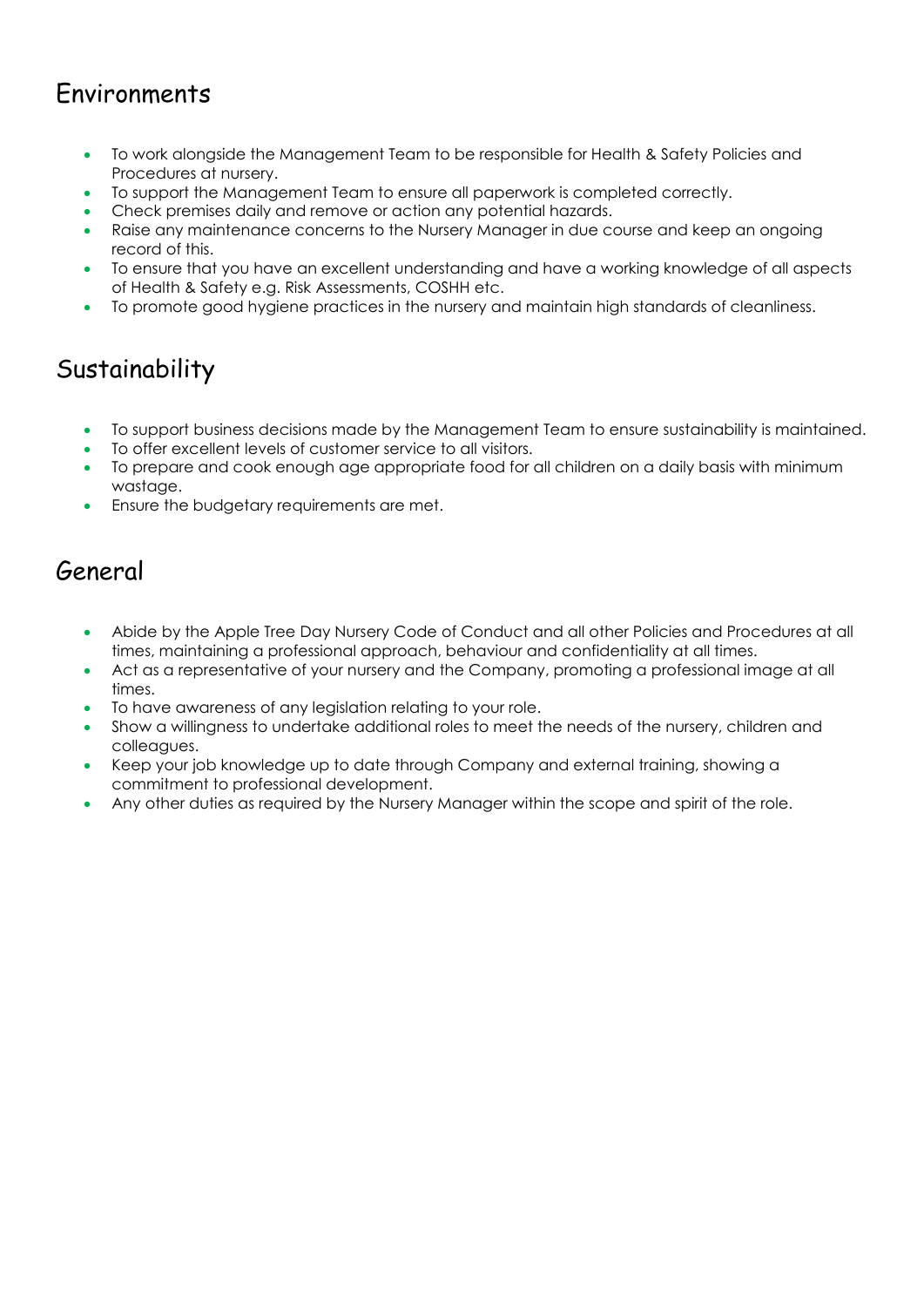## Environments

- To work alongside the Management Team to be responsible for Health & Safety Policies and Procedures at nursery.
- To support the Management Team to ensure all paperwork is completed correctly.
- Check premises daily and remove or action any potential hazards.
- Raise any maintenance concerns to the Nursery Manager in due course and keep an ongoing record of this.
- To ensure that you have an excellent understanding and have a working knowledge of all aspects of Health & Safety e.g. Risk Assessments, COSHH etc.
- To promote good hygiene practices in the nursery and maintain high standards of cleanliness.

## Sustainability

- To support business decisions made by the Management Team to ensure sustainability is maintained.
- To offer excellent levels of customer service to all visitors.
- To prepare and cook enough age appropriate food for all children on a daily basis with minimum wastage.
- Ensure the budgetary requirements are met.

## General

- Abide by the Apple Tree Day Nursery Code of Conduct and all other Policies and Procedures at all times, maintaining a professional approach, behaviour and confidentiality at all times.
- Act as a representative of your nursery and the Company, promoting a professional image at all times.
- To have awareness of any legislation relating to your role.
- Show a willingness to undertake additional roles to meet the needs of the nursery, children and colleagues.
- Keep your job knowledge up to date through Company and external training, showing a commitment to professional development.
- Any other duties as required by the Nursery Manager within the scope and spirit of the role.